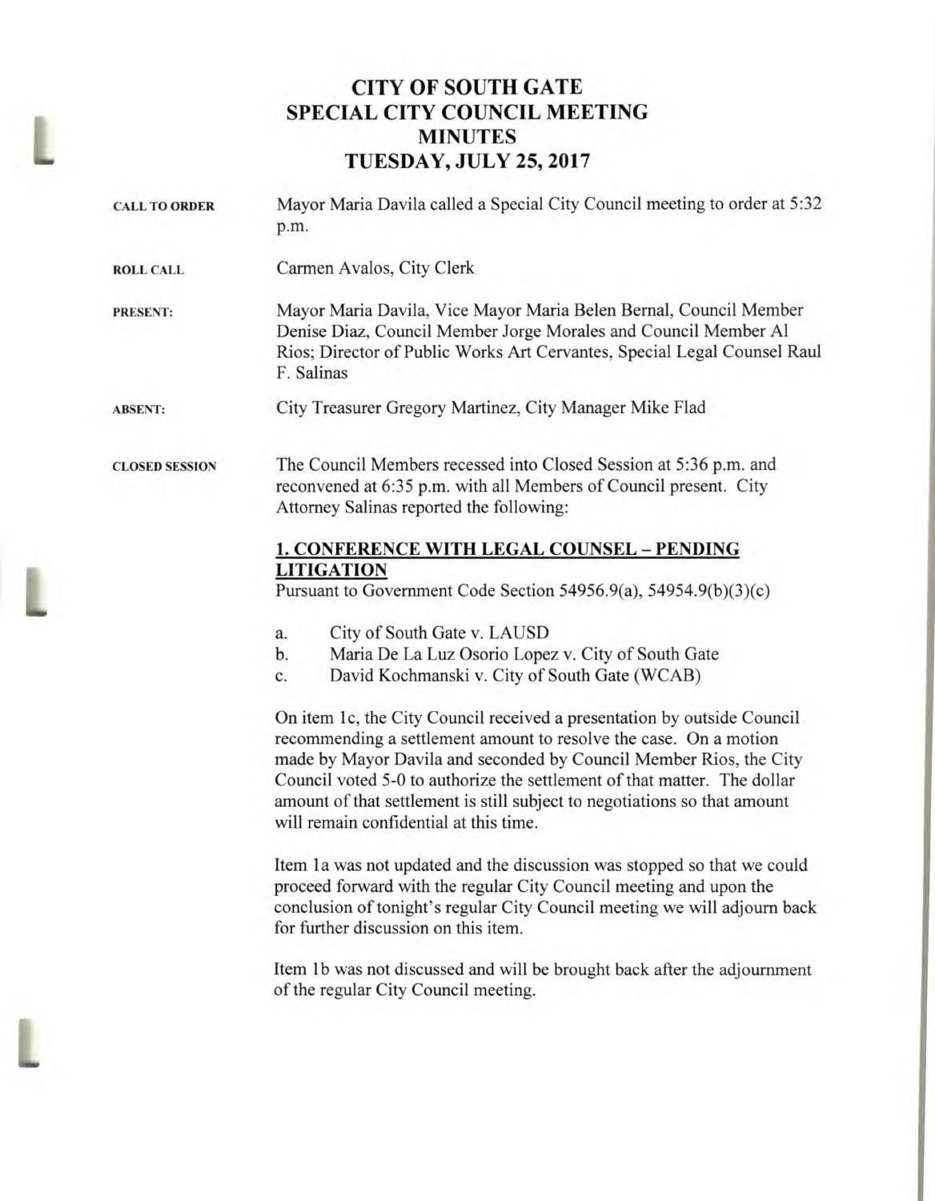# CITY OF SOUTH GATE
## SPECIAL CITY COUNCIL MEETING
## MINUTES
## TUESDAY, JULY 25, 2017

**CALL TO ORDER** Mayor Maria Davila called a Special City Council meeting to order at 5:32 p.m.

**ROLL CALL** Carmen Avalos, City Clerk

**PRESENT:** Mayor Maria Davila, Vice Mayor Maria Belen Bernal, Council Member Denise Diaz, Council Member Jorge Morales and Council Member Al Rios; Director of Public Works Art Cervantes, Special Legal Counsel Raul F. Salinas

**ABSENT:** City Treasurer Gregory Martinez, City Manager Mike Flad

**CLOSED SESSION** The Council Members recessed into Closed Session at 5:36 p.m. and reconvened at 6:35 p.m. with all Members of Council present. City Attorney Salinas reported the following:

**1. CONFERENCE WITH LEGAL COUNSEL – PENDING LITIGATION**

Pursuant to Government Code Section 54956.9(a), 54954.9(b)(3)(c)

a. City of South Gate v. LAUSD
b. Maria De La Luz Osorio Lopez v. City of South Gate
c. David Kochmanski v. City of South Gate (WCAB)

On item 1c, the City Council received a presentation by outside Council recommending a settlement amount to resolve the case. On a motion made by Mayor Davila and seconded by Council Member Rios, the City Council voted 5-0 to authorize the settlement of that matter. The dollar amount of that settlement is still subject to negotiations so that amount will remain confidential at this time.

Item 1a was not updated and the discussion was stopped so that we could proceed forward with the regular City Council meeting and upon the conclusion of tonight's regular City Council meeting we will adjourn back for further discussion on this item.

Item 1b was not discussed and will be brought back after the adjournment of the regular City Council meeting.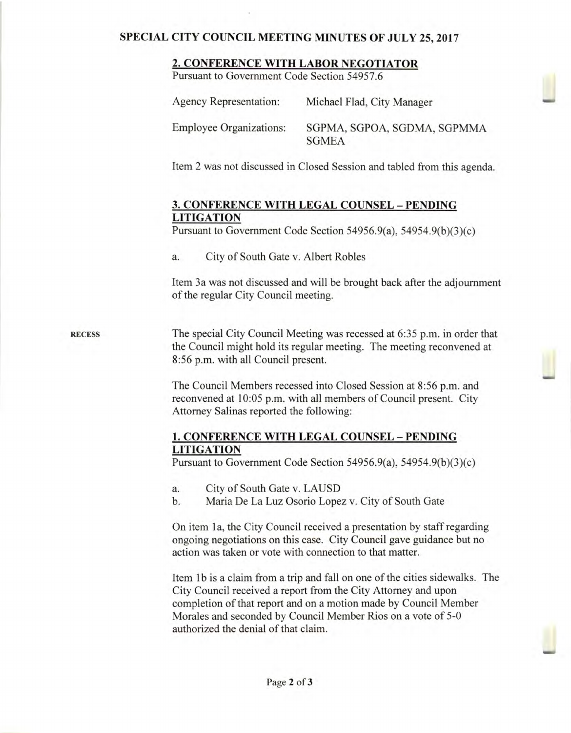## SPECIAL CITY COUNCIL MEETING MINUTES OF JULY 25, 2017

### 2. CONFERENCE WITH LABOR NEGOTIATOR

Pursuant to Government Code Section 54957.6

| Agency Representation: | Michael Flad, City Manager |
| --- | --- |
| Employee Organizations: | SGPMA, SGPOA, SGDMA, SGPMMA SGMEA |

Item 2 was not discussed in Closed Session and tabled from this agenda.

### 3. CONFERENCE WITH LEGAL COUNSEL – PENDING LITIGATION

Pursuant to Government Code Section 54956.9(a), 54954.9(b)(3)(c)

a. City of South Gate v. Albert Robles

Item 3a was not discussed and will be brought back after the adjournment of the regular City Council meeting.

**RECESS**

The special City Council Meeting was recessed at 6:35 p.m. in order that the Council might hold its regular meeting. The meeting reconvened at 8:56 p.m. with all Council present.

The Council Members recessed into Closed Session at 8:56 p.m. and reconvened at 10:05 p.m. with all members of Council present. City Attorney Salinas reported the following:

### 1. CONFERENCE WITH LEGAL COUNSEL – PENDING LITIGATION

Pursuant to Government Code Section 54956.9(a), 54954.9(b)(3)(c)

a. City of South Gate v. LAUSD
b. Maria De La Luz Osorio Lopez v. City of South Gate

On item 1a, the City Council received a presentation by staff regarding ongoing negotiations on this case. City Council gave guidance but no action was taken or vote with connection to that matter.

Item 1b is a claim from a trip and fall on one of the cities sidewalks. The City Council received a report from the City Attorney and upon completion of that report and on a motion made by Council Member Morales and seconded by Council Member Rios on a vote of 5-0 authorized the denial of that claim.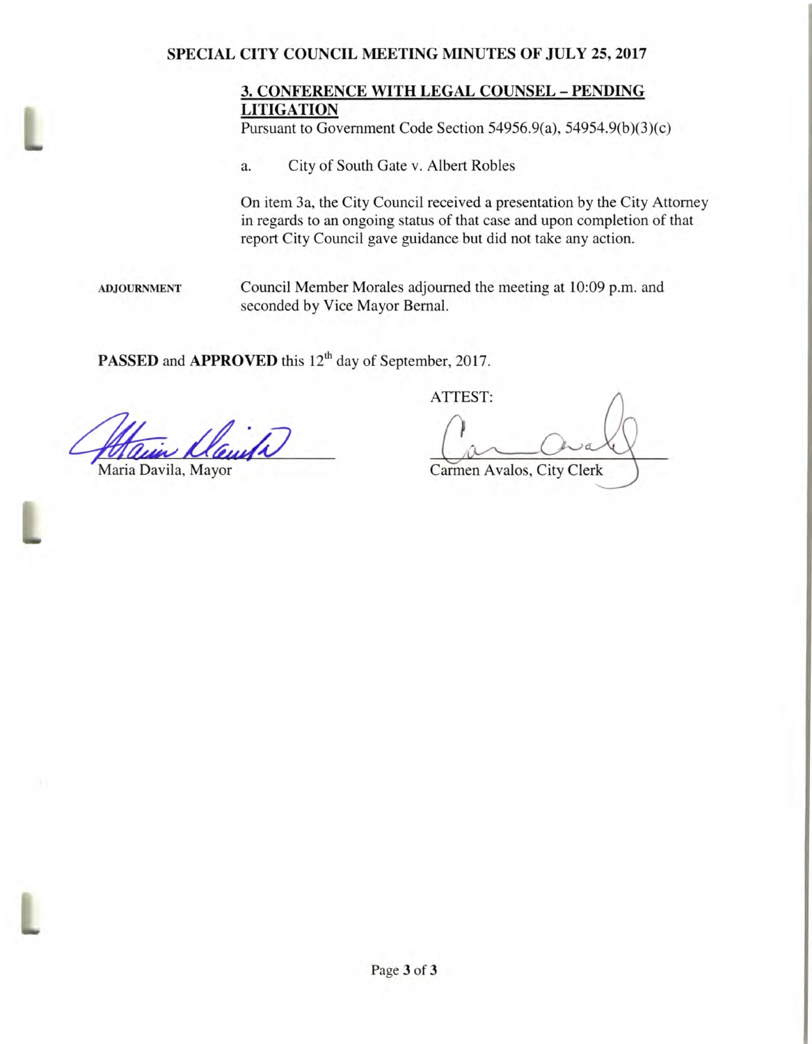**SPECIAL CITY COUNCIL MEETING MINUTES OF JULY 25, 2017**

**3. CONFERENCE WITH LEGAL COUNSEL – PENDING LITIGATION**

Pursuant to Government Code Section 54956.9(a), 54954.9(b)(3)(c)

a. City of South Gate v. Albert Robles

On item 3a, the City Council received a presentation by the City Attorney in regards to an ongoing status of that case and upon completion of that report City Council gave guidance but did not take any action.

**ADJOURNMENT** Council Member Morales adjourned the meeting at 10:09 p.m. and seconded by Vice Mayor Bernal.

**PASSED** and **APPROVED** this 12th day of September, 2017.

Maria Davila, Mayor

ATTEST:

Carmen Avalos, City Clerk